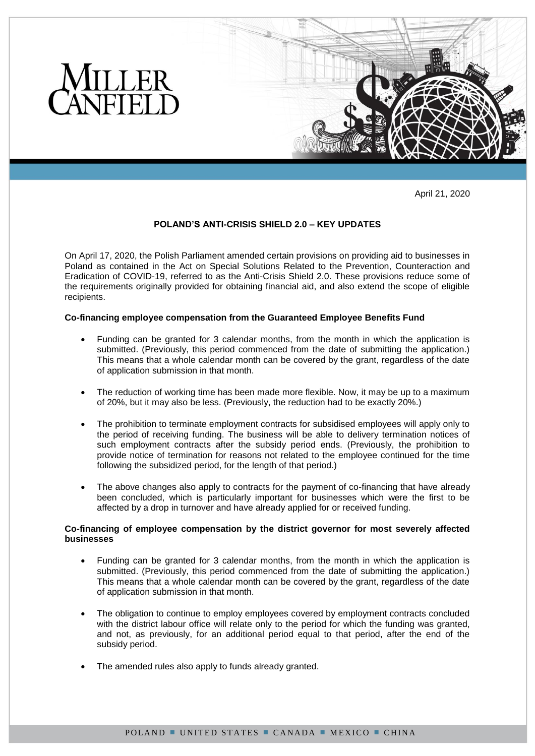MILLER CANFIELD

April 21, 2020

# POLAND'S ANTI-CRISIS SHIELD 2.0 – KEY UPDATES

On April 17, 2020, the Polish Parliament amended certain provisions on providing aid to businesses in Poland as contained in the Act on Special Solutions Related to the Prevention, Counteraction and Eradication of COVID-19, referred to as the Anti-Crisis Shield 2.0. These provisions reduce some of the requirements originally provided for obtaining financial aid, and also extend the scope of eligible recipients.

## Co-financing employee compensation from the Guaranteed Employee Benefits Fund

- Funding can be granted for 3 calendar months, from the month in which the application is submitted. (Previously, this period commenced from the date of submitting the application.) This means that a whole calendar month can be covered by the grant, regardless of the date of application submission in that month.
- The reduction of working time has been made more flexible. Now, it may be up to a maximum of 20%, but it may also be less. (Previously, the reduction had to be exactly 20%.)
- The prohibition to terminate employment contracts for subsidised employees will apply only to the period of receiving funding. The business will be able to delivery termination notices of such employment contracts after the subsidy period ends. (Previously, the prohibition to provide notice of termination for reasons not related to the employee continued for the time following the subsidized period, for the length of that period.)
- The above changes also apply to contracts for the payment of co-financing that have already been concluded, which is particularly important for businesses which were the first to be affected by a drop in turnover and have already applied for or received funding.

## Co-financing of employee compensation by the district governor for most severely affected businesses

- Funding can be granted for 3 calendar months, from the month in which the application is submitted. (Previously, this period commenced from the date of submitting the application.) This means that a whole calendar month can be covered by the grant, regardless of the date of application submission in that month.
- The obligation to continue to employ employees covered by employment contracts concluded with the district labour office will relate only to the period for which the funding was granted, and not, as previously, for an additional period equal to that period, after the end of the subsidy period.
- The amended rules also apply to funds already granted.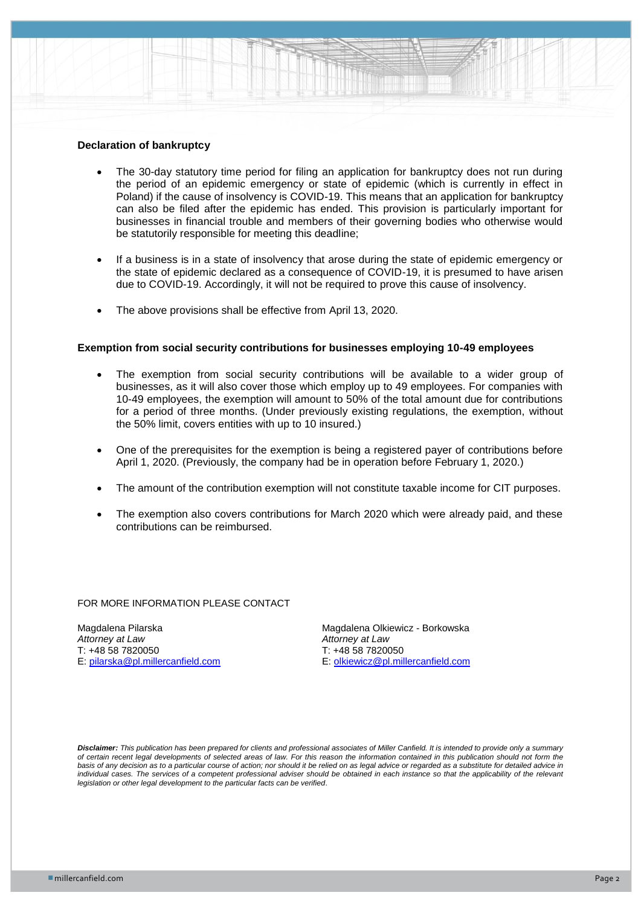**Declaration of bankruptcy**

- The 30-day statutory time period for filing an application for bankruptcy does not run during the period of an epidemic emergency or state of epidemic (which is currently in effect in Poland) if the cause of insolvency is COVID-19. This means that an application for bankruptcy can also be filed after the epidemic has ended. This provision is particularly important for businesses in financial trouble and members of their governing bodies who otherwise would be statutorily responsible for meeting this deadline;
- If a business is in a state of insolvency that arose during the state of epidemic emergency or the state of epidemic declared as a consequence of COVID-19, it is presumed to have arisen due to COVID-19. Accordingly, it will not be required to prove this cause of insolvency.
- The above provisions shall be effective from April 13, 2020.

**Exemption from social security contributions for businesses employing 10-49 employees**

- The exemption from social security contributions will be available to a wider group of businesses, as it will also cover those which employ up to 49 employees. For companies with 10-49 employees, the exemption will amount to 50% of the total amount due for contributions for a period of three months. (Under previously existing regulations, the exemption, without the 50% limit, covers entities with up to 10 insured.)
- One of the prerequisites for the exemption is being a registered payer of contributions before April 1, 2020. (Previously, the company had be in operation before February 1, 2020.)
- The amount of the contribution exemption will not constitute taxable income for CIT purposes.
- The exemption also covers contributions for March 2020 which were already paid, and these contributions can be reimbursed.

FOR MORE INFORMATION PLEASE CONTACT

Magdalena Pilarska
*Attorney at Law*
T: +48 58 7820050
E: pilarska@pl.millercanfield.com

Magdalena Olkiewicz - Borkowska
*Attorney at Law*
T: +48 58 7820050
E: olkiewicz@pl.millercanfield.com

***Disclaimer:*** *This publication has been prepared for clients and professional associates of Miller Canfield. It is intended to provide only a summary of certain recent legal developments of selected areas of law. For this reason the information contained in this publication should not form the basis of any decision as to a particular course of action; nor should it be relied on as legal advice or regarded as a substitute for detailed advice in individual cases. The services of a competent professional adviser should be obtained in each instance so that the applicability of the relevant legislation or other legal development to the particular facts can be verified.*